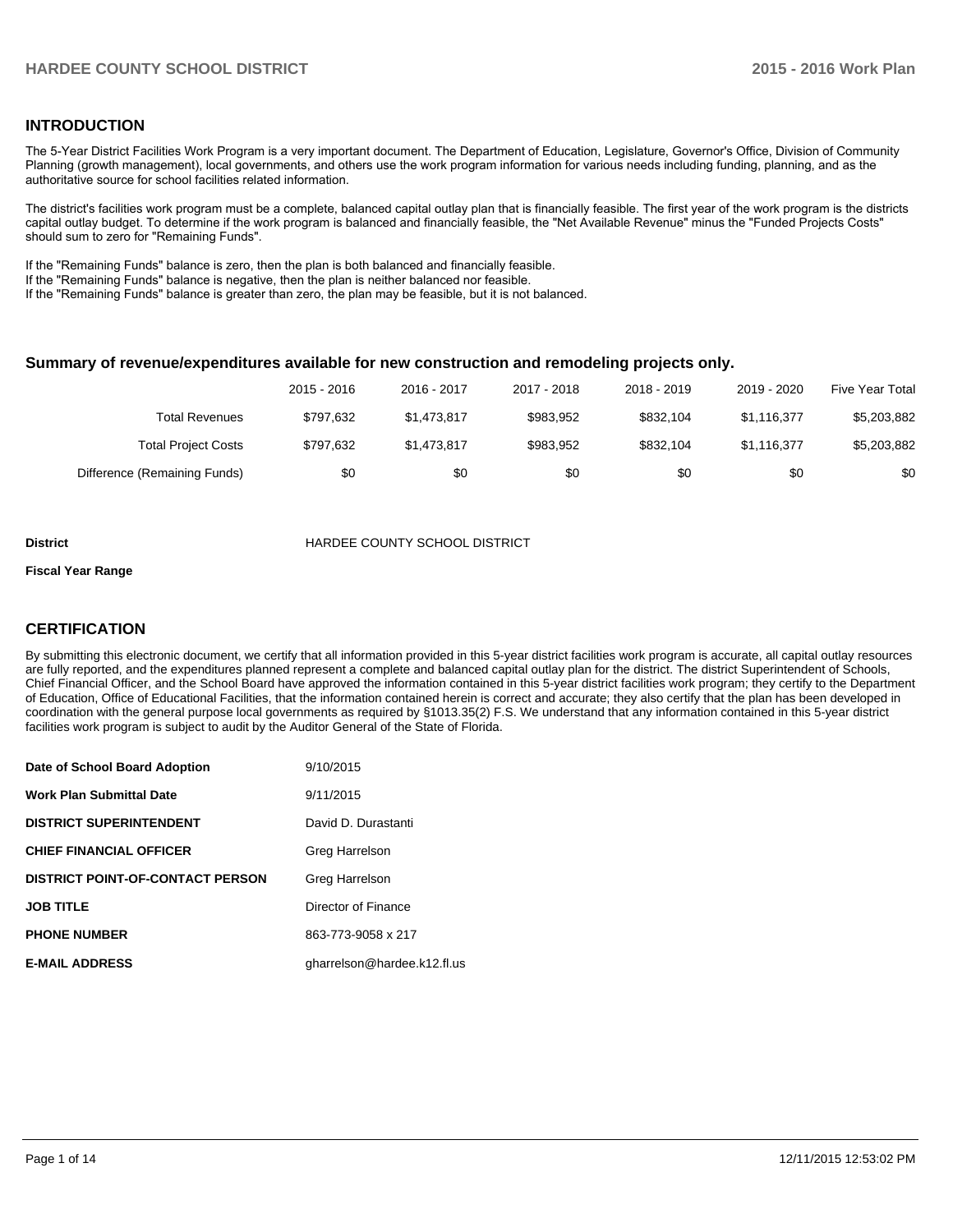## INTRODUCTION

The 5-Year District Facilities Work Program is a very important document. The Department of Education, Legislature, Governor's Office, Division of Community Planning (growth management), local governments, and others use the work program information for various needs including funding, planning, and as the authoritative source for school facilities related information.

The district's facilities work program must be a complete, balanced capital outlay plan that is financially feasible. The first year of the work program is the districts capital outlay budget. To determine if the work program is balanced and financially feasible, the "Net Available Revenue" minus the "Funded Projects Costs" should sum to zero for "Remaining Funds".

If the "Remaining Funds" balance is zero, then the plan is both balanced and financially feasible.
If the "Remaining Funds" balance is negative, then the plan is neither balanced nor feasible.
If the "Remaining Funds" balance is greater than zero, the plan may be feasible, but it is not balanced.

### Summary of revenue/expenditures available for new construction and remodeling projects only.

| | 2015 - 2016 | 2016 - 2017 | 2017 - 2018 | 2018 - 2019 | 2019 - 2020 | Five Year Total |
|---|---|---|---|---|---|---|
| Total Revenues | $797,632 | $1,473,817 | $983,952 | $832,104 | $1,116,377 | $5,203,882 |
| Total Project Costs | $797,632 | $1,473,817 | $983,952 | $832,104 | $1,116,377 | $5,203,882 |
| Difference (Remaining Funds) | $0 | $0 | $0 | $0 | $0 | $0 |

**District** HARDEE COUNTY SCHOOL DISTRICT

**Fiscal Year Range**

## CERTIFICATION

By submitting this electronic document, we certify that all information provided in this 5-year district facilities work program is accurate, all capital outlay resources are fully reported, and the expenditures planned represent a complete and balanced capital outlay plan for the district. The district Superintendent of Schools, Chief Financial Officer, and the School Board have approved the information contained in this 5-year district facilities work program; they certify to the Department of Education, Office of Educational Facilities, that the information contained herein is correct and accurate; they also certify that the plan has been developed in coordination with the general purpose local governments as required by §1013.35(2) F.S. We understand that any information contained in this 5-year district facilities work program is subject to audit by the Auditor General of the State of Florida.

| | |
|---|---|
| **Date of School Board Adoption** | 9/10/2015 |
| **Work Plan Submittal Date** | 9/11/2015 |
| **DISTRICT SUPERINTENDENT** | David D. Durastanti |
| **CHIEF FINANCIAL OFFICER** | Greg Harrelson |
| **DISTRICT POINT-OF-CONTACT PERSON** | Greg Harrelson |
| **JOB TITLE** | Director of Finance |
| **PHONE NUMBER** | 863-773-9058 x 217 |
| **E-MAIL ADDRESS** | gharrelson@hardee.k12.fl.us |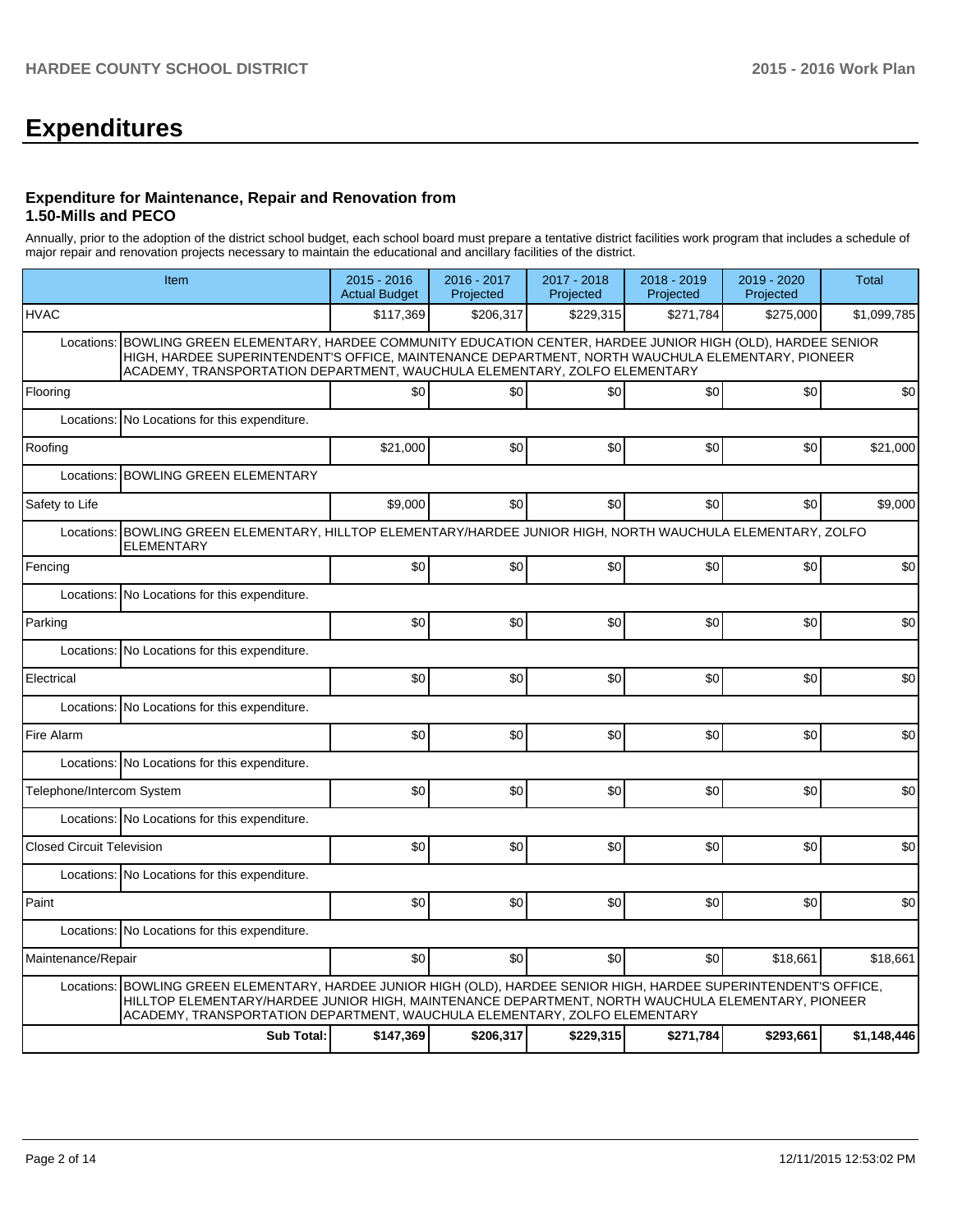# Expenditures

### Expenditure for Maintenance, Repair and Renovation from 1.50-Mills and PECO

Annually, prior to the adoption of the district school budget, each school board must prepare a tentative district facilities work program that includes a schedule of major repair and renovation projects necessary to maintain the educational and ancillary facilities of the district.

| Item | | 2015 - 2016 Actual Budget | 2016 - 2017 Projected | 2017 - 2018 Projected | 2018 - 2019 Projected | 2019 - 2020 Projected | Total |
|---|---|---|---|---|---|---|---|
| HVAC | | $117,369 | $206,317 | $229,315 | $271,784 | $275,000 | $1,099,785 |
| Locations: | BOWLING GREEN ELEMENTARY, HARDEE COMMUNITY EDUCATION CENTER, HARDEE JUNIOR HIGH (OLD), HARDEE SENIOR HIGH, HARDEE SUPERINTENDENT'S OFFICE, MAINTENANCE DEPARTMENT, NORTH WAUCHULA ELEMENTARY, PIONEER ACADEMY, TRANSPORTATION DEPARTMENT, WAUCHULA ELEMENTARY, ZOLFO ELEMENTARY | | | | | | |
| Flooring | | $0 | $0 | $0 | $0 | $0 | $0 |
| Locations: | No Locations for this expenditure. | | | | | | |
| Roofing | | $21,000 | $0 | $0 | $0 | $0 | $21,000 |
| Locations: | BOWLING GREEN ELEMENTARY | | | | | | |
| Safety to Life | | $9,000 | $0 | $0 | $0 | $0 | $9,000 |
| Locations: | BOWLING GREEN ELEMENTARY, HILLTOP ELEMENTARY/HARDEE JUNIOR HIGH, NORTH WAUCHULA ELEMENTARY, ZOLFO ELEMENTARY | | | | | | |
| Fencing | | $0 | $0 | $0 | $0 | $0 | $0 |
| Locations: | No Locations for this expenditure. | | | | | | |
| Parking | | $0 | $0 | $0 | $0 | $0 | $0 |
| Locations: | No Locations for this expenditure. | | | | | | |
| Electrical | | $0 | $0 | $0 | $0 | $0 | $0 |
| Locations: | No Locations for this expenditure. | | | | | | |
| Fire Alarm | | $0 | $0 | $0 | $0 | $0 | $0 |
| Locations: | No Locations for this expenditure. | | | | | | |
| Telephone/Intercom System | | $0 | $0 | $0 | $0 | $0 | $0 |
| Locations: | No Locations for this expenditure. | | | | | | |
| Closed Circuit Television | | $0 | $0 | $0 | $0 | $0 | $0 |
| Locations: | No Locations for this expenditure. | | | | | | |
| Paint | | $0 | $0 | $0 | $0 | $0 | $0 |
| Locations: | No Locations for this expenditure. | | | | | | |
| Maintenance/Repair | | $0 | $0 | $0 | $0 | $18,661 | $18,661 |
| Locations: | BOWLING GREEN ELEMENTARY, HARDEE JUNIOR HIGH (OLD), HARDEE SENIOR HIGH, HARDEE SUPERINTENDENT'S OFFICE, HILLTOP ELEMENTARY/HARDEE JUNIOR HIGH, MAINTENANCE DEPARTMENT, NORTH WAUCHULA ELEMENTARY, PIONEER ACADEMY, TRANSPORTATION DEPARTMENT, WAUCHULA ELEMENTARY, ZOLFO ELEMENTARY | | | | | | |
| | **Sub Total:** | **$147,369** | **$206,317** | **$229,315** | **$271,784** | **$293,661** | **$1,148,446** |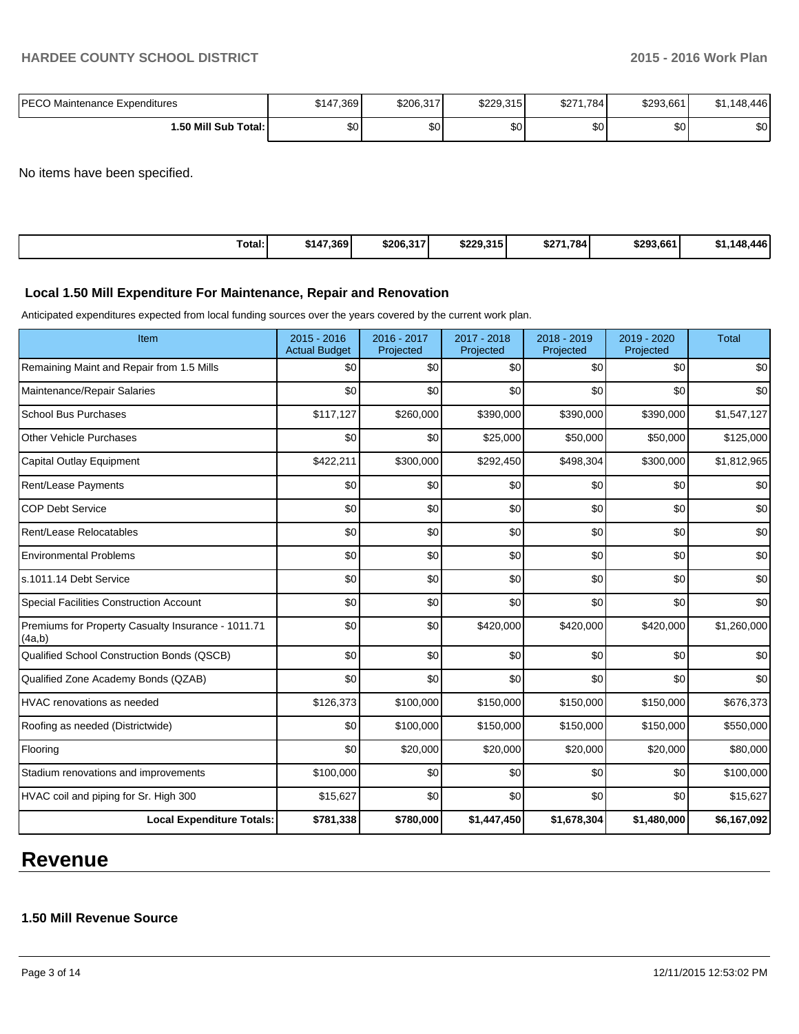| PECO Maintenance Expenditures | $147,369 | $206,317 | $229,315 | $271,784 | $293,661 | $1,148,446 |
|---|---|---|---|---|---|---|
| **1.50 Mill Sub Total:** | $0 | $0 | $0 | $0 | $0 | $0 |

No items have been specified.

| Total: | $147,369 | $206,317 | $229,315 | $271,784 | $293,661 | $1,148,446 |
|---|---|---|---|---|---|---|

### Local 1.50 Mill Expenditure For Maintenance, Repair and Renovation

Anticipated expenditures expected from local funding sources over the years covered by the current work plan.

| Item | 2015 - 2016 Actual Budget | 2016 - 2017 Projected | 2017 - 2018 Projected | 2018 - 2019 Projected | 2019 - 2020 Projected | Total |
|---|---|---|---|---|---|---|
| Remaining Maint and Repair from 1.5 Mills | $0 | $0 | $0 | $0 | $0 | $0 |
| Maintenance/Repair Salaries | $0 | $0 | $0 | $0 | $0 | $0 |
| School Bus Purchases | $117,127 | $260,000 | $390,000 | $390,000 | $390,000 | $1,547,127 |
| Other Vehicle Purchases | $0 | $0 | $25,000 | $50,000 | $50,000 | $125,000 |
| Capital Outlay Equipment | $422,211 | $300,000 | $292,450 | $498,304 | $300,000 | $1,812,965 |
| Rent/Lease Payments | $0 | $0 | $0 | $0 | $0 | $0 |
| COP Debt Service | $0 | $0 | $0 | $0 | $0 | $0 |
| Rent/Lease Relocatables | $0 | $0 | $0 | $0 | $0 | $0 |
| Environmental Problems | $0 | $0 | $0 | $0 | $0 | $0 |
| s.1011.14 Debt Service | $0 | $0 | $0 | $0 | $0 | $0 |
| Special Facilities Construction Account | $0 | $0 | $0 | $0 | $0 | $0 |
| Premiums for Property Casualty Insurance - 1011.71 (4a,b) | $0 | $0 | $420,000 | $420,000 | $420,000 | $1,260,000 |
| Qualified School Construction Bonds (QSCB) | $0 | $0 | $0 | $0 | $0 | $0 |
| Qualified Zone Academy Bonds (QZAB) | $0 | $0 | $0 | $0 | $0 | $0 |
| HVAC renovations as needed | $126,373 | $100,000 | $150,000 | $150,000 | $150,000 | $676,373 |
| Roofing as needed (Districtwide) | $0 | $100,000 | $150,000 | $150,000 | $150,000 | $550,000 |
| Flooring | $0 | $20,000 | $20,000 | $20,000 | $20,000 | $80,000 |
| Stadium renovations and improvements | $100,000 | $0 | $0 | $0 | $0 | $100,000 |
| HVAC coil and piping for Sr. High 300 | $15,627 | $0 | $0 | $0 | $0 | $15,627 |
| **Local Expenditure Totals:** | **$781,338** | **$780,000** | **$1,447,450** | **$1,678,304** | **$1,480,000** | **$6,167,092** |

# Revenue

### 1.50 Mill Revenue Source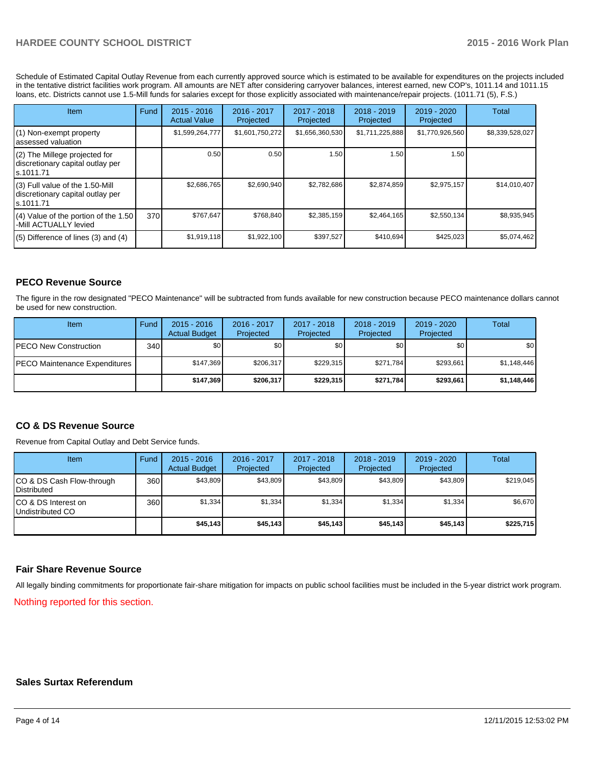Schedule of Estimated Capital Outlay Revenue from each currently approved source which is estimated to be available for expenditures on the projects included in the tentative district facilities work program. All amounts are NET after considering carryover balances, interest earned, new COP's, 1011.14 and 1011.15 loans, etc. Districts cannot use 1.5-Mill funds for salaries except for those explicitly associated with maintenance/repair projects. (1011.71 (5), F.S.)

| Item | Fund | 2015 - 2016 Actual Value | 2016 - 2017 Projected | 2017 - 2018 Projected | 2018 - 2019 Projected | 2019 - 2020 Projected | Total |
|---|---|---|---|---|---|---|---|
| (1) Non-exempt property assessed valuation | | $1,599,264,777 | $1,601,750,272 | $1,656,360,530 | $1,711,225,888 | $1,770,926,560 | $8,339,528,027 |
| (2) The Millege projected for discretionary capital outlay per s.1011.71 | | 0.50 | 0.50 | 1.50 | 1.50 | 1.50 | |
| (3) Full value of the 1.50-Mill discretionary capital outlay per s.1011.71 | | $2,686,765 | $2,690,940 | $2,782,686 | $2,874,859 | $2,975,157 | $14,010,407 |
| (4) Value of the portion of the 1.50 -Mill ACTUALLY levied | 370 | $767,647 | $768,840 | $2,385,159 | $2,464,165 | $2,550,134 | $8,935,945 |
| (5) Difference of lines (3) and (4) | | $1,919,118 | $1,922,100 | $397,527 | $410,694 | $425,023 | $5,074,462 |

## PECO Revenue Source

The figure in the row designated "PECO Maintenance" will be subtracted from funds available for new construction because PECO maintenance dollars cannot be used for new construction.

| Item | Fund | 2015 - 2016 Actual Budget | 2016 - 2017 Projected | 2017 - 2018 Projected | 2018 - 2019 Projected | 2019 - 2020 Projected | Total |
|---|---|---|---|---|---|---|---|
| PECO New Construction | 340 | $0 | $0 | $0 | $0 | $0 | $0 |
| PECO Maintenance Expenditures | | $147,369 | $206,317 | $229,315 | $271,784 | $293,661 | $1,148,446 |
| | | **$147,369** | **$206,317** | **$229,315** | **$271,784** | **$293,661** | **$1,148,446** |

## CO & DS Revenue Source

Revenue from Capital Outlay and Debt Service funds.

| Item | Fund | 2015 - 2016 Actual Budget | 2016 - 2017 Projected | 2017 - 2018 Projected | 2018 - 2019 Projected | 2019 - 2020 Projected | Total |
|---|---|---|---|---|---|---|---|
| CO & DS Cash Flow-through Distributed | 360 | $43,809 | $43,809 | $43,809 | $43,809 | $43,809 | $219,045 |
| CO & DS Interest on Undistributed CO | 360 | $1,334 | $1,334 | $1,334 | $1,334 | $1,334 | $6,670 |
| | | **$45,143** | **$45,143** | **$45,143** | **$45,143** | **$45,143** | **$225,715** |

## Fair Share Revenue Source

All legally binding commitments for proportionate fair-share mitigation for impacts on public school facilities must be included in the 5-year district work program.

Nothing reported for this section.

## Sales Surtax Referendum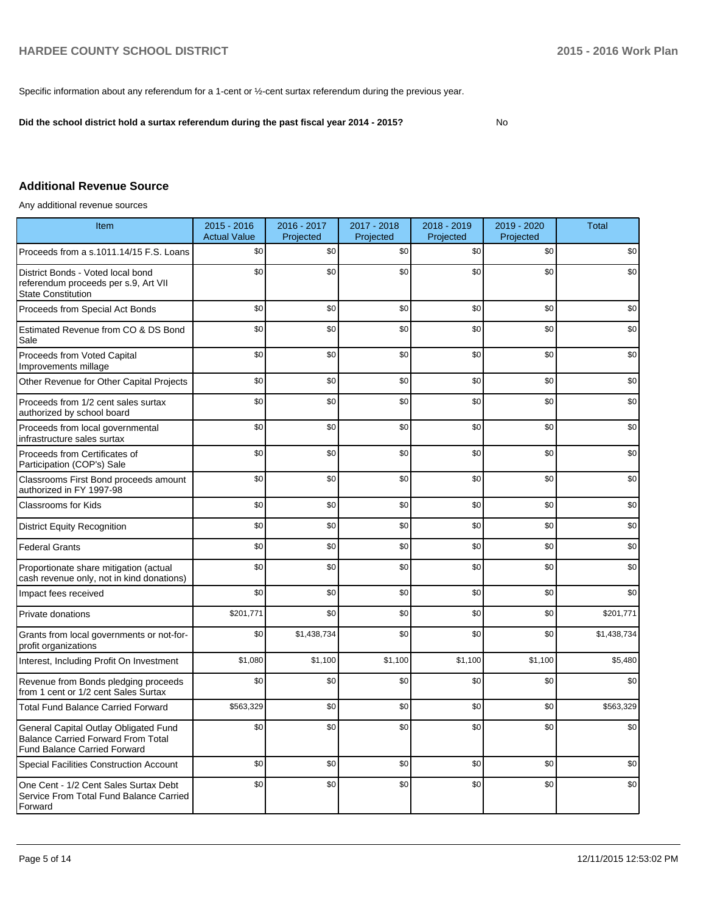Specific information about any referendum for a 1-cent or ½-cent surtax referendum during the previous year.

**Did the school district hold a surtax referendum during the past fiscal year 2014 - 2015?** No

## Additional Revenue Source

Any additional revenue sources

| Item | 2015 - 2016 Actual Value | 2016 - 2017 Projected | 2017 - 2018 Projected | 2018 - 2019 Projected | 2019 - 2020 Projected | Total |
|---|---|---|---|---|---|---|
| Proceeds from a s.1011.14/15 F.S. Loans | $0 | $0 | $0 | $0 | $0 | $0 |
| District Bonds - Voted local bond referendum proceeds per s.9, Art VII State Constitution | $0 | $0 | $0 | $0 | $0 | $0 |
| Proceeds from Special Act Bonds | $0 | $0 | $0 | $0 | $0 | $0 |
| Estimated Revenue from CO & DS Bond Sale | $0 | $0 | $0 | $0 | $0 | $0 |
| Proceeds from Voted Capital Improvements millage | $0 | $0 | $0 | $0 | $0 | $0 |
| Other Revenue for Other Capital Projects | $0 | $0 | $0 | $0 | $0 | $0 |
| Proceeds from 1/2 cent sales surtax authorized by school board | $0 | $0 | $0 | $0 | $0 | $0 |
| Proceeds from local governmental infrastructure sales surtax | $0 | $0 | $0 | $0 | $0 | $0 |
| Proceeds from Certificates of Participation (COP's) Sale | $0 | $0 | $0 | $0 | $0 | $0 |
| Classrooms First Bond proceeds amount authorized in FY 1997-98 | $0 | $0 | $0 | $0 | $0 | $0 |
| Classrooms for Kids | $0 | $0 | $0 | $0 | $0 | $0 |
| District Equity Recognition | $0 | $0 | $0 | $0 | $0 | $0 |
| Federal Grants | $0 | $0 | $0 | $0 | $0 | $0 |
| Proportionate share mitigation (actual cash revenue only, not in kind donations) | $0 | $0 | $0 | $0 | $0 | $0 |
| Impact fees received | $0 | $0 | $0 | $0 | $0 | $0 |
| Private donations | $201,771 | $0 | $0 | $0 | $0 | $201,771 |
| Grants from local governments or not-for-profit organizations | $0 | $1,438,734 | $0 | $0 | $0 | $1,438,734 |
| Interest, Including Profit On Investment | $1,080 | $1,100 | $1,100 | $1,100 | $1,100 | $5,480 |
| Revenue from Bonds pledging proceeds from 1 cent or 1/2 cent Sales Surtax | $0 | $0 | $0 | $0 | $0 | $0 |
| Total Fund Balance Carried Forward | $563,329 | $0 | $0 | $0 | $0 | $563,329 |
| General Capital Outlay Obligated Fund Balance Carried Forward From Total Fund Balance Carried Forward | $0 | $0 | $0 | $0 | $0 | $0 |
| Special Facilities Construction Account | $0 | $0 | $0 | $0 | $0 | $0 |
| One Cent - 1/2 Cent Sales Surtax Debt Service From Total Fund Balance Carried Forward | $0 | $0 | $0 | $0 | $0 | $0 |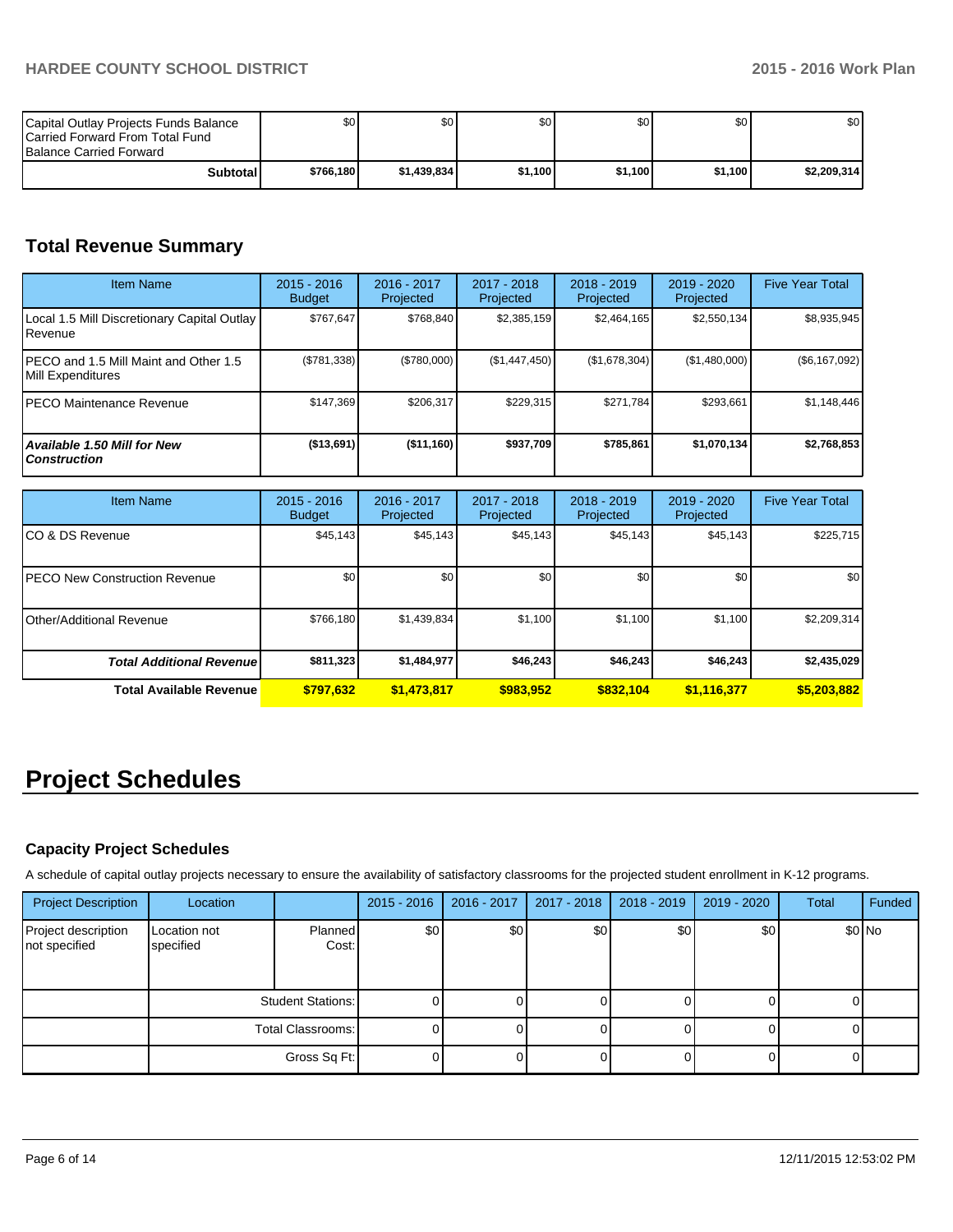| | | | | | | |
|---|---|---|---|---|---|---|
| Capital Outlay Projects Funds Balance Carried Forward From Total Fund Balance Carried Forward | $0 | $0 | $0 | $0 | $0 | $0 |
| **Subtotal** | **$766,180** | **$1,439,834** | **$1,100** | **$1,100** | **$1,100** | **$2,209,314** |

## Total Revenue Summary

| Item Name | 2015 - 2016 Budget | 2016 - 2017 Projected | 2017 - 2018 Projected | 2018 - 2019 Projected | 2019 - 2020 Projected | Five Year Total |
|---|---|---|---|---|---|---|
| Local 1.5 Mill Discretionary Capital Outlay Revenue | $767,647 | $768,840 | $2,385,159 | $2,464,165 | $2,550,134 | $8,935,945 |
| PECO and 1.5 Mill Maint and Other 1.5 Mill Expenditures | ($781,338) | ($780,000) | ($1,447,450) | ($1,678,304) | ($1,480,000) | ($6,167,092) |
| PECO Maintenance Revenue | $147,369 | $206,317 | $229,315 | $271,784 | $293,661 | $1,148,446 |
| ***Available 1.50 Mill for New Construction*** | **($13,691)** | **($11,160)** | **$937,709** | **$785,861** | **$1,070,134** | **$2,768,853** |

| Item Name | 2015 - 2016 Budget | 2016 - 2017 Projected | 2017 - 2018 Projected | 2018 - 2019 Projected | 2019 - 2020 Projected | Five Year Total |
|---|---|---|---|---|---|---|
| CO & DS Revenue | $45,143 | $45,143 | $45,143 | $45,143 | $45,143 | $225,715 |
| PECO New Construction Revenue | $0 | $0 | $0 | $0 | $0 | $0 |
| Other/Additional Revenue | $766,180 | $1,439,834 | $1,100 | $1,100 | $1,100 | $2,209,314 |
| ***Total Additional Revenue*** | **$811,323** | **$1,484,977** | **$46,243** | **$46,243** | **$46,243** | **$2,435,029** |
| **Total Available Revenue** | **$797,632** | **$1,473,817** | **$983,952** | **$832,104** | **$1,116,377** | **$5,203,882** |

# Project Schedules

### Capacity Project Schedules

A schedule of capital outlay projects necessary to ensure the availability of satisfactory classrooms for the projected student enrollment in K-12 programs.

| Project Description | Location | | 2015 - 2016 | 2016 - 2017 | 2017 - 2018 | 2018 - 2019 | 2019 - 2020 | Total | Funded |
|---|---|---|---|---|---|---|---|---|---|
| Project description not specified | Location not specified | Planned Cost: | $0 | $0 | $0 | $0 | $0 | $0 | No |
| | | Student Stations: | 0 | 0 | 0 | 0 | 0 | 0 | |
| | | Total Classrooms: | 0 | 0 | 0 | 0 | 0 | 0 | |
| | | Gross Sq Ft: | 0 | 0 | 0 | 0 | 0 | 0 | |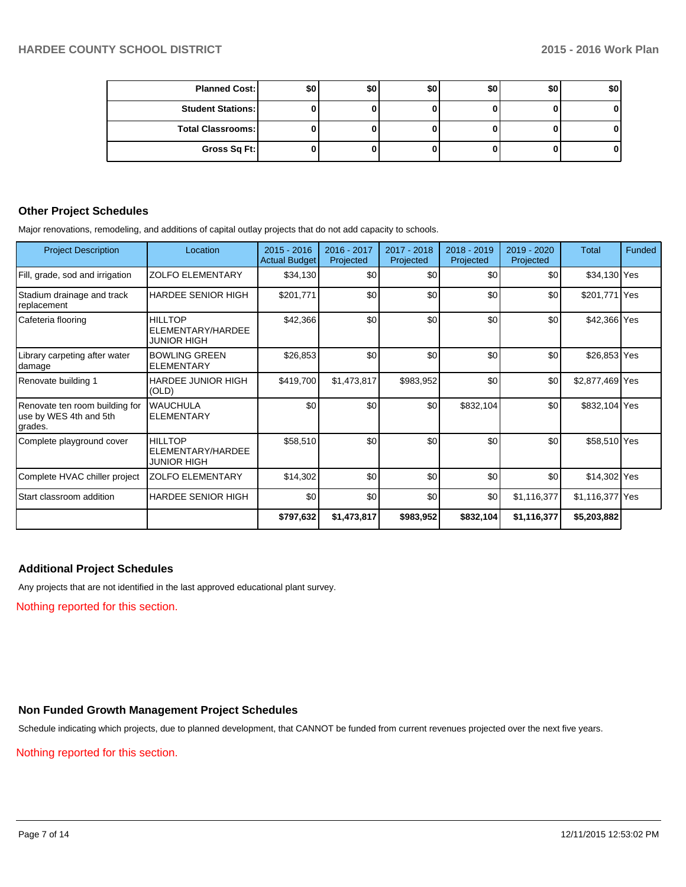| Planned Cost: | $0 | $0 | $0 | $0 | $0 | $0 |
|---|---|---|---|---|---|---|
| Student Stations: | 0 | 0 | 0 | 0 | 0 | 0 |
| Total Classrooms: | 0 | 0 | 0 | 0 | 0 | 0 |
| Gross Sq Ft: | 0 | 0 | 0 | 0 | 0 | 0 |

## Other Project Schedules

Major renovations, remodeling, and additions of capital outlay projects that do not add capacity to schools.

| Project Description | Location | 2015 - 2016 Actual Budget | 2016 - 2017 Projected | 2017 - 2018 Projected | 2018 - 2019 Projected | 2019 - 2020 Projected | Total | Funded |
|---|---|---|---|---|---|---|---|---|
| Fill, grade, sod and irrigation | ZOLFO ELEMENTARY | $34,130 | $0 | $0 | $0 | $0 | $34,130 | Yes |
| Stadium drainage and track replacement | HARDEE SENIOR HIGH | $201,771 | $0 | $0 | $0 | $0 | $201,771 | Yes |
| Cafeteria flooring | HILLTOP ELEMENTARY/HARDEE JUNIOR HIGH | $42,366 | $0 | $0 | $0 | $0 | $42,366 | Yes |
| Library carpeting after water damage | BOWLING GREEN ELEMENTARY | $26,853 | $0 | $0 | $0 | $0 | $26,853 | Yes |
| Renovate building 1 | HARDEE JUNIOR HIGH (OLD) | $419,700 | $1,473,817 | $983,952 | $0 | $0 | $2,877,469 | Yes |
| Renovate ten room building for use by WES 4th and 5th grades. | WAUCHULA ELEMENTARY | $0 | $0 | $0 | $832,104 | $0 | $832,104 | Yes |
| Complete playground cover | HILLTOP ELEMENTARY/HARDEE JUNIOR HIGH | $58,510 | $0 | $0 | $0 | $0 | $58,510 | Yes |
| Complete HVAC chiller project | ZOLFO ELEMENTARY | $14,302 | $0 | $0 | $0 | $0 | $14,302 | Yes |
| Start classroom addition | HARDEE SENIOR HIGH | $0 | $0 | $0 | $0 | $1,116,377 | $1,116,377 | Yes |
| | | **$797,632** | **$1,473,817** | **$983,952** | **$832,104** | **$1,116,377** | **$5,203,882** | |

## Additional Project Schedules

Any projects that are not identified in the last approved educational plant survey.

Nothing reported for this section.

## Non Funded Growth Management Project Schedules

Schedule indicating which projects, due to planned development, that CANNOT be funded from current revenues projected over the next five years.

Nothing reported for this section.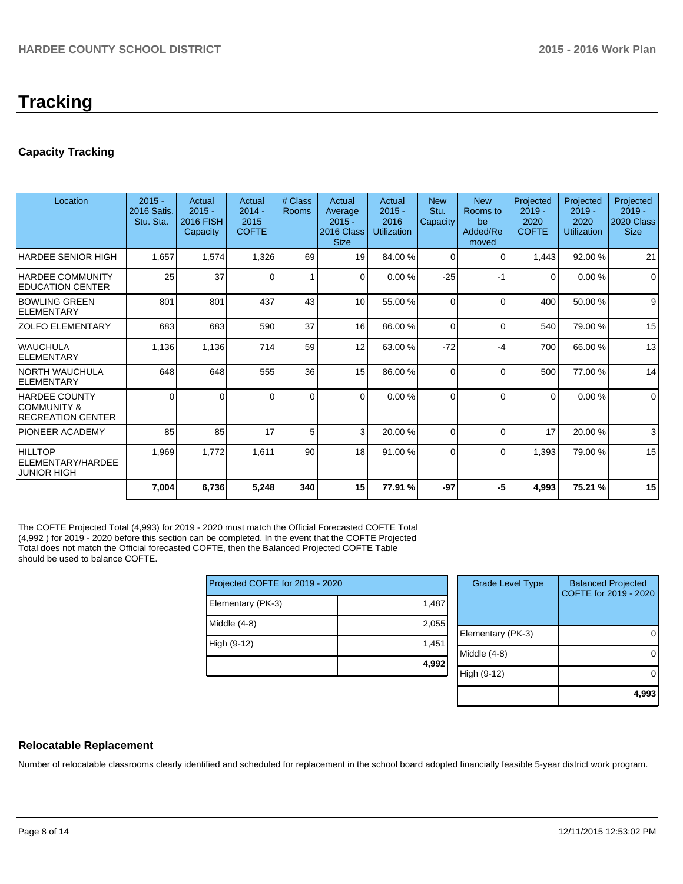# Tracking

## Capacity Tracking

| Location | 2015 - 2016 Satis. Stu. Sta. | Actual 2015 - 2016 FISH Capacity | Actual 2014 - 2015 COFTE | # Class Rooms | Actual Average 2015 - 2016 Class Size | Actual 2015 - 2016 Utilization | New Stu. Capacity | New Rooms to be Added/Removed | Projected 2019 - 2020 COFTE | Projected 2019 - 2020 Utilization | Projected 2019 - 2020 Class Size |
|---|---|---|---|---|---|---|---|---|---|---|---|
| HARDEE SENIOR HIGH | 1,657 | 1,574 | 1,326 | 69 | 19 | 84.00 % | 0 | 0 | 1,443 | 92.00 % | 21 |
| HARDEE COMMUNITY EDUCATION CENTER | 25 | 37 | 0 | 1 | 0 | 0.00 % | -25 | -1 | 0 | 0.00 % | 0 |
| BOWLING GREEN ELEMENTARY | 801 | 801 | 437 | 43 | 10 | 55.00 % | 0 | 0 | 400 | 50.00 % | 9 |
| ZOLFO ELEMENTARY | 683 | 683 | 590 | 37 | 16 | 86.00 % | 0 | 0 | 540 | 79.00 % | 15 |
| WAUCHULA ELEMENTARY | 1,136 | 1,136 | 714 | 59 | 12 | 63.00 % | -72 | -4 | 700 | 66.00 % | 13 |
| NORTH WAUCHULA ELEMENTARY | 648 | 648 | 555 | 36 | 15 | 86.00 % | 0 | 0 | 500 | 77.00 % | 14 |
| HARDEE COUNTY COMMUNITY & RECREATION CENTER | 0 | 0 | 0 | 0 | 0 | 0.00 % | 0 | 0 | 0 | 0.00 % | 0 |
| PIONEER ACADEMY | 85 | 85 | 17 | 5 | 3 | 20.00 % | 0 | 0 | 17 | 20.00 % | 3 |
| HILLTOP ELEMENTARY/HARDEE JUNIOR HIGH | 1,969 | 1,772 | 1,611 | 90 | 18 | 91.00 % | 0 | 0 | 1,393 | 79.00 % | 15 |
| | **7,004** | **6,736** | **5,248** | **340** | **15** | **77.91 %** | **-97** | **-5** | **4,993** | **75.21 %** | **15** |

The COFTE Projected Total (4,993) for 2019 - 2020 must match the Official Forecasted COFTE Total (4,992 ) for 2019 - 2020 before this section can be completed. In the event that the COFTE Projected Total does not match the Official forecasted COFTE, then the Balanced Projected COFTE Table should be used to balance COFTE.

| Projected COFTE for 2019 - 2020 | |
|---|---|
| Elementary (PK-3) | 1,487 |
| Middle (4-8) | 2,055 |
| High (9-12) | 1,451 |
| | **4,992** |

| Grade Level Type | Balanced Projected COFTE for 2019 - 2020 |
|---|---|
| Elementary (PK-3) | 0 |
| Middle (4-8) | 0 |
| High (9-12) | 0 |
| | **4,993** |

## Relocatable Replacement

Number of relocatable classrooms clearly identified and scheduled for replacement in the school board adopted financially feasible 5-year district work program.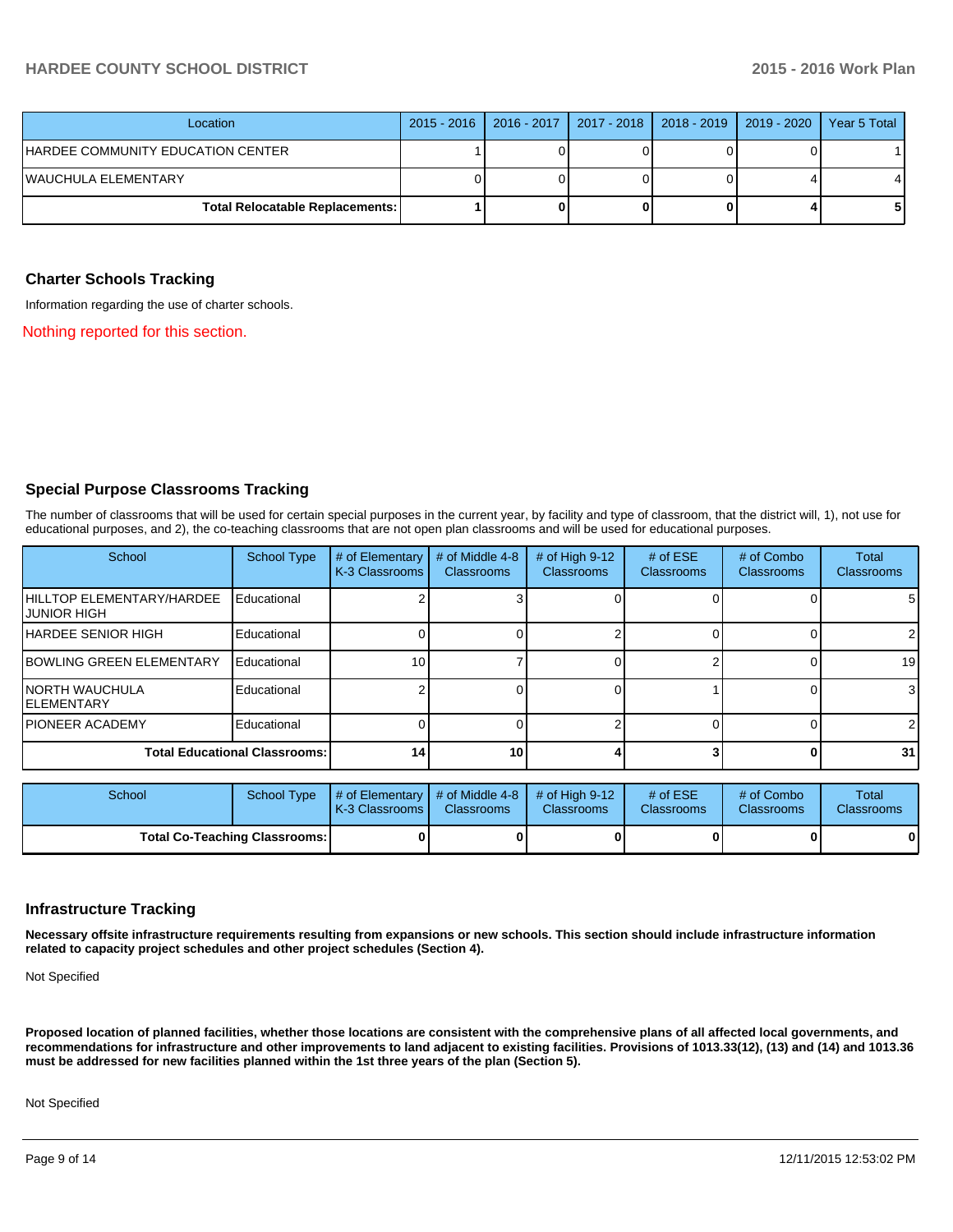| Location | 2015 - 2016 | 2016 - 2017 | 2017 - 2018 | 2018 - 2019 | 2019 - 2020 | Year 5 Total |
|---|---|---|---|---|---|---|
| HARDEE COMMUNITY EDUCATION CENTER | 1 | 0 | 0 | 0 | 0 | 1 |
| WAUCHULA ELEMENTARY | 0 | 0 | 0 | 0 | 4 | 4 |
| **Total Relocatable Replacements:** | **1** | **0** | **0** | **0** | **4** | **5** |

## Charter Schools Tracking

Information regarding the use of charter schools.

Nothing reported for this section.

## Special Purpose Classrooms Tracking

The number of classrooms that will be used for certain special purposes in the current year, by facility and type of classroom, that the district will, 1), not use for educational purposes, and 2), the co-teaching classrooms that are not open plan classrooms and will be used for educational purposes.

| School | School Type | # of Elementary K-3 Classrooms | # of Middle 4-8 Classrooms | # of High 9-12 Classrooms | # of ESE Classrooms | # of Combo Classrooms | Total Classrooms |
|---|---|---|---|---|---|---|---|
| HILLTOP ELEMENTARY/HARDEE JUNIOR HIGH | Educational | 2 | 3 | 0 | 0 | 0 | 5 |
| HARDEE SENIOR HIGH | Educational | 0 | 0 | 2 | 0 | 0 | 2 |
| BOWLING GREEN ELEMENTARY | Educational | 10 | 7 | 0 | 2 | 0 | 19 |
| NORTH WAUCHULA ELEMENTARY | Educational | 2 | 0 | 0 | 1 | 0 | 3 |
| PIONEER ACADEMY | Educational | 0 | 0 | 2 | 0 | 0 | 2 |
| **Total Educational Classrooms:** | | **14** | **10** | **4** | **3** | **0** | **31** |

| School | School Type | # of Elementary K-3 Classrooms | # of Middle 4-8 Classrooms | # of High 9-12 Classrooms | # of ESE Classrooms | # of Combo Classrooms | Total Classrooms |
|---|---|---|---|---|---|---|---|
| **Total Co-Teaching Classrooms:** | | **0** | **0** | **0** | **0** | **0** | **0** |

## Infrastructure Tracking

**Necessary offsite infrastructure requirements resulting from expansions or new schools. This section should include infrastructure information related to capacity project schedules and other project schedules (Section 4).**

Not Specified

**Proposed location of planned facilities, whether those locations are consistent with the comprehensive plans of all affected local governments, and recommendations for infrastructure and other improvements to land adjacent to existing facilities. Provisions of 1013.33(12), (13) and (14) and 1013.36 must be addressed for new facilities planned within the 1st three years of the plan (Section 5).**

Not Specified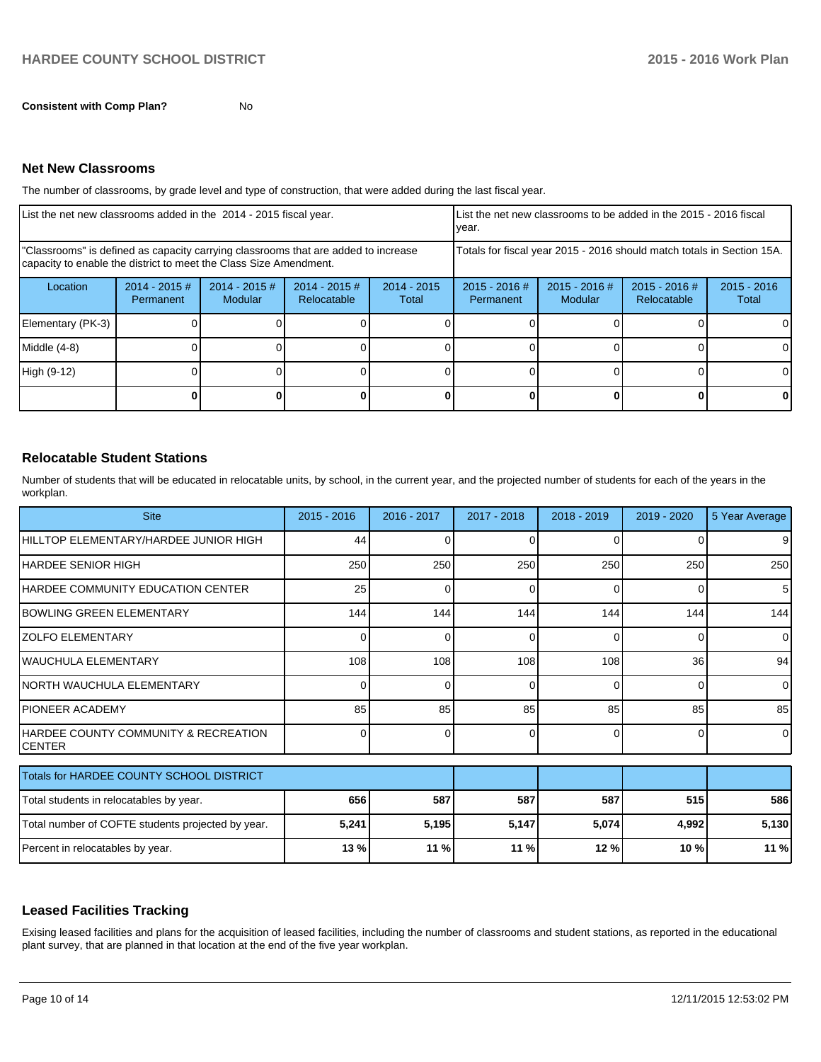**Consistent with Comp Plan?** No

## Net New Classrooms

The number of classrooms, by grade level and type of construction, that were added during the last fiscal year.

| List the net new classrooms added in the 2014 - 2015 fiscal year. | | | | | List the net new classrooms to be added in the 2015 - 2016 fiscal year. | | | |
|---|---|---|---|---|---|---|---|---|
| "Classrooms" is defined as capacity carrying classrooms that are added to increase capacity to enable the district to meet the Class Size Amendment. | | | | | Totals for fiscal year 2015 - 2016 should match totals in Section 15A. | | | |
| Location | 2014 - 2015 # Permanent | 2014 - 2015 # Modular | 2014 - 2015 # Relocatable | 2014 - 2015 Total | 2015 - 2016 # Permanent | 2015 - 2016 # Modular | 2015 - 2016 # Relocatable | 2015 - 2016 Total |
| Elementary (PK-3) | 0 | 0 | 0 | 0 | 0 | 0 | 0 | 0 |
| Middle (4-8) | 0 | 0 | 0 | 0 | 0 | 0 | 0 | 0 |
| High (9-12) | 0 | 0 | 0 | 0 | 0 | 0 | 0 | 0 |
| | **0** | **0** | **0** | **0** | **0** | **0** | **0** | **0** |

## Relocatable Student Stations

Number of students that will be educated in relocatable units, by school, in the current year, and the projected number of students for each of the years in the workplan.

| Site | 2015 - 2016 | 2016 - 2017 | 2017 - 2018 | 2018 - 2019 | 2019 - 2020 | 5 Year Average |
|---|---|---|---|---|---|---|
| HILLTOP ELEMENTARY/HARDEE JUNIOR HIGH | 44 | 0 | 0 | 0 | 0 | 9 |
| HARDEE SENIOR HIGH | 250 | 250 | 250 | 250 | 250 | 250 |
| HARDEE COMMUNITY EDUCATION CENTER | 25 | 0 | 0 | 0 | 0 | 5 |
| BOWLING GREEN ELEMENTARY | 144 | 144 | 144 | 144 | 144 | 144 |
| ZOLFO ELEMENTARY | 0 | 0 | 0 | 0 | 0 | 0 |
| WAUCHULA ELEMENTARY | 108 | 108 | 108 | 108 | 36 | 94 |
| NORTH WAUCHULA ELEMENTARY | 0 | 0 | 0 | 0 | 0 | 0 |
| PIONEER ACADEMY | 85 | 85 | 85 | 85 | 85 | 85 |
| HARDEE COUNTY COMMUNITY & RECREATION CENTER | 0 | 0 | 0 | 0 | 0 | 0 |
| Totals for HARDEE COUNTY SCHOOL DISTRICT | | | | | | |
| Total students in relocatables by year. | **656** | **587** | **587** | **587** | **515** | **586** |
| Total number of COFTE students projected by year. | **5,241** | **5,195** | **5,147** | **5,074** | **4,992** | **5,130** |
| Percent in relocatables by year. | **13 %** | **11 %** | **11 %** | **12 %** | **10 %** | **11 %** |

## Leased Facilities Tracking

Exising leased facilities and plans for the acquisition of leased facilities, including the number of classrooms and student stations, as reported in the educational plant survey, that are planned in that location at the end of the five year workplan.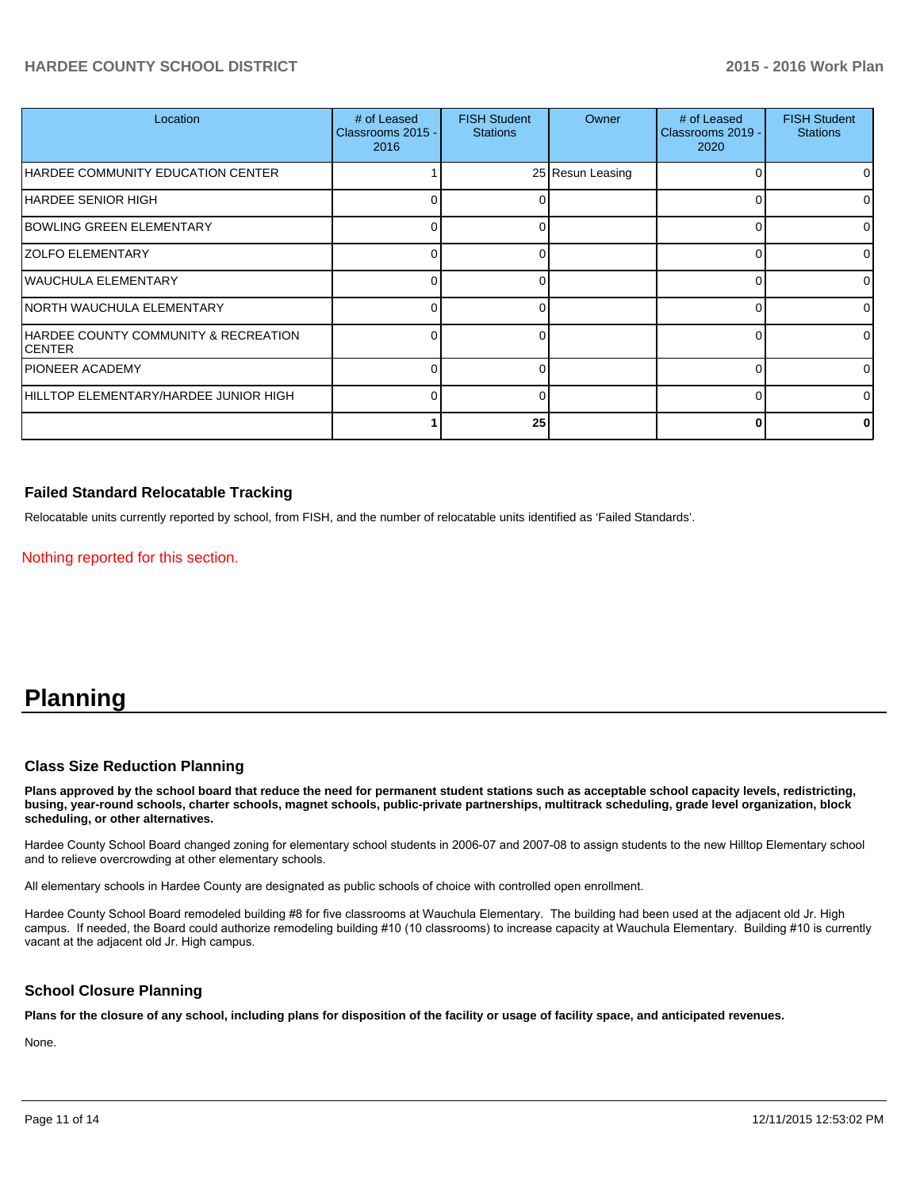| Location | # of Leased Classrooms 2015 - 2016 | FISH Student Stations | Owner | # of Leased Classrooms 2019 - 2020 | FISH Student Stations |
|---|---|---|---|---|---|
| HARDEE COMMUNITY EDUCATION CENTER | 1 | 25 | Resun Leasing | 0 | 0 |
| HARDEE SENIOR HIGH | 0 | 0 | | 0 | 0 |
| BOWLING GREEN ELEMENTARY | 0 | 0 | | 0 | 0 |
| ZOLFO ELEMENTARY | 0 | 0 | | 0 | 0 |
| WAUCHULA ELEMENTARY | 0 | 0 | | 0 | 0 |
| NORTH WAUCHULA ELEMENTARY | 0 | 0 | | 0 | 0 |
| HARDEE COUNTY COMMUNITY & RECREATION CENTER | 0 | 0 | | 0 | 0 |
| PIONEER ACADEMY | 0 | 0 | | 0 | 0 |
| HILLTOP ELEMENTARY/HARDEE JUNIOR HIGH | 0 | 0 | | 0 | 0 |
| | **1** | **25** | | **0** | **0** |

### Failed Standard Relocatable Tracking

Relocatable units currently reported by school, from FISH, and the number of relocatable units identified as 'Failed Standards'.

Nothing reported for this section.

# Planning

### Class Size Reduction Planning

**Plans approved by the school board that reduce the need for permanent student stations such as acceptable school capacity levels, redistricting, busing, year-round schools, charter schools, magnet schools, public-private partnerships, multitrack scheduling, grade level organization, block scheduling, or other alternatives.**

Hardee County School Board changed zoning for elementary school students in 2006-07 and 2007-08 to assign students to the new Hilltop Elementary school and to relieve overcrowding at other elementary schools.

All elementary schools in Hardee County are designated as public schools of choice with controlled open enrollment.

Hardee County School Board remodeled building #8 for five classrooms at Wauchula Elementary. The building had been used at the adjacent old Jr. High campus. If needed, the Board could authorize remodeling building #10 (10 classrooms) to increase capacity at Wauchula Elementary. Building #10 is currently vacant at the adjacent old Jr. High campus.

### School Closure Planning

**Plans for the closure of any school, including plans for disposition of the facility or usage of facility space, and anticipated revenues.**

None.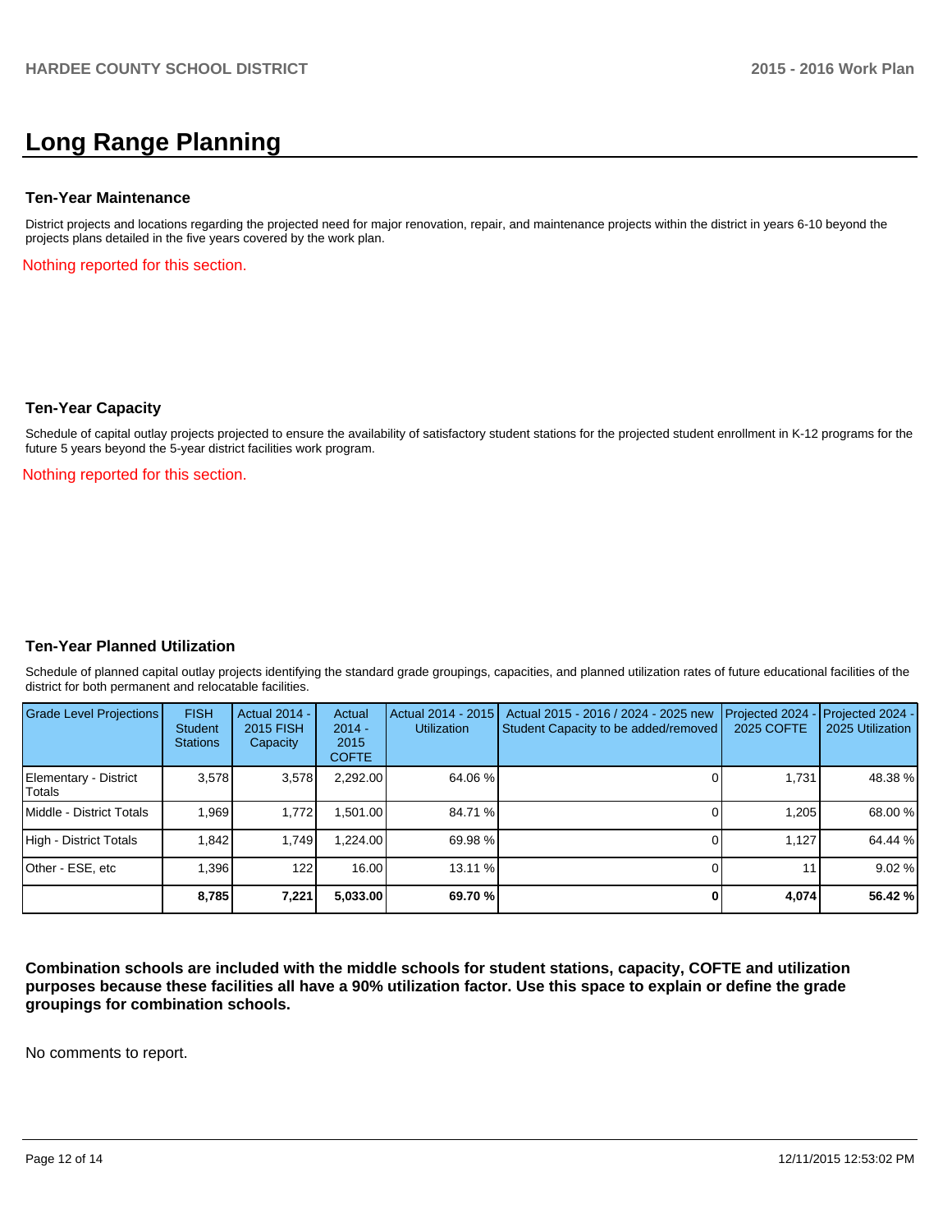# Long Range Planning

### Ten-Year Maintenance

District projects and locations regarding the projected need for major renovation, repair, and maintenance projects within the district in years 6-10 beyond the projects plans detailed in the five years covered by the work plan.

Nothing reported for this section.

### Ten-Year Capacity

Schedule of capital outlay projects projected to ensure the availability of satisfactory student stations for the projected student enrollment in K-12 programs for the future 5 years beyond the 5-year district facilities work program.

Nothing reported for this section.

### Ten-Year Planned Utilization

Schedule of planned capital outlay projects identifying the standard grade groupings, capacities, and planned utilization rates of future educational facilities of the district for both permanent and relocatable facilities.

| Grade Level Projections | FISH Student Stations | Actual 2014 - 2015 FISH Capacity | Actual 2014 - 2015 COFTE | Actual 2014 - 2015 Utilization | Actual 2015 - 2016 / 2024 - 2025 new Student Capacity to be added/removed | Projected 2024 - 2025 COFTE | Projected 2024 - 2025 Utilization |
|---|---|---|---|---|---|---|---|
| Elementary - District Totals | 3,578 | 3,578 | 2,292.00 | 64.06 % | 0 | 1,731 | 48.38 % |
| Middle - District Totals | 1,969 | 1,772 | 1,501.00 | 84.71 % | 0 | 1,205 | 68.00 % |
| High - District Totals | 1,842 | 1,749 | 1,224.00 | 69.98 % | 0 | 1,127 | 64.44 % |
| Other - ESE, etc | 1,396 | 122 | 16.00 | 13.11 % | 0 | 11 | 9.02 % |
| | **8,785** | **7,221** | **5,033.00** | **69.70 %** | **0** | **4,074** | **56.42 %** |

**Combination schools are included with the middle schools for student stations, capacity, COFTE and utilization purposes because these facilities all have a 90% utilization factor. Use this space to explain or define the grade groupings for combination schools.**

No comments to report.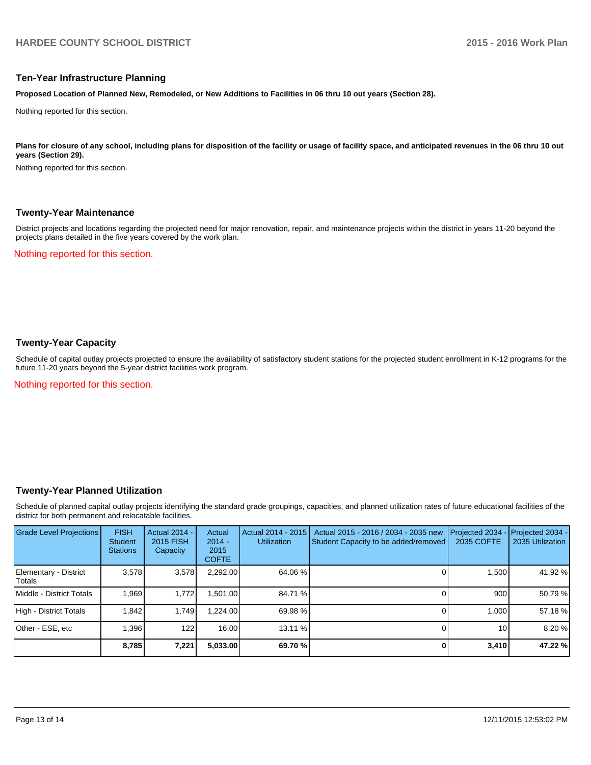## Ten-Year Infrastructure Planning

**Proposed Location of Planned New, Remodeled, or New Additions to Facilities in 06 thru 10 out years (Section 28).**

Nothing reported for this section.

**Plans for closure of any school, including plans for disposition of the facility or usage of facility space, and anticipated revenues in the 06 thru 10 out years (Section 29).**

Nothing reported for this section.

## Twenty-Year Maintenance

District projects and locations regarding the projected need for major renovation, repair, and maintenance projects within the district in years 11-20 beyond the projects plans detailed in the five years covered by the work plan.

Nothing reported for this section.

## Twenty-Year Capacity

Schedule of capital outlay projects projected to ensure the availability of satisfactory student stations for the projected student enrollment in K-12 programs for the future 11-20 years beyond the 5-year district facilities work program.

Nothing reported for this section.

## Twenty-Year Planned Utilization

Schedule of planned capital outlay projects identifying the standard grade groupings, capacities, and planned utilization rates of future educational facilities of the district for both permanent and relocatable facilities.

| Grade Level Projections | FISH Student Stations | Actual 2014 - 2015 FISH Capacity | Actual 2014 - 2015 COFTE | Actual 2014 - 2015 Utilization | Actual 2015 - 2016 / 2034 - 2035 new Student Capacity to be added/removed | Projected 2034 - 2035 COFTE | Projected 2034 - 2035 Utilization |
|---|---|---|---|---|---|---|---|
| Elementary - District Totals | 3,578 | 3,578 | 2,292.00 | 64.06 % | 0 | 1,500 | 41.92 % |
| Middle - District Totals | 1,969 | 1,772 | 1,501.00 | 84.71 % | 0 | 900 | 50.79 % |
| High - District Totals | 1,842 | 1,749 | 1,224.00 | 69.98 % | 0 | 1,000 | 57.18 % |
| Other - ESE, etc | 1,396 | 122 | 16.00 | 13.11 % | 0 | 10 | 8.20 % |
| | **8,785** | **7,221** | **5,033.00** | **69.70 %** | **0** | **3,410** | **47.22 %** |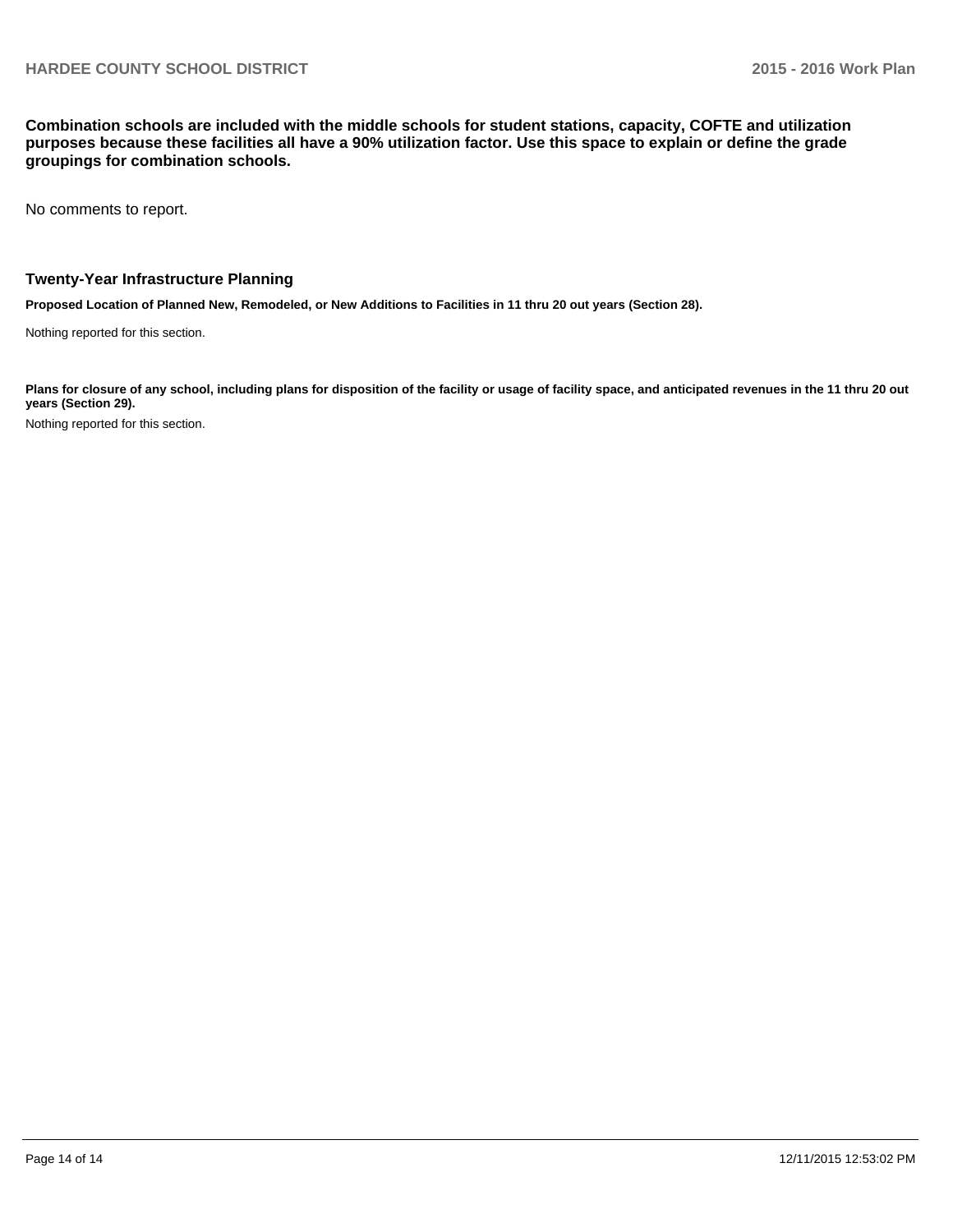**Combination schools are included with the middle schools for student stations, capacity, COFTE and utilization purposes because these facilities all have a 90% utilization factor. Use this space to explain or define the grade groupings for combination schools.**

No comments to report.

## Twenty-Year Infrastructure Planning

**Proposed Location of Planned New, Remodeled, or New Additions to Facilities in 11 thru 20 out years (Section 28).**

Nothing reported for this section.

**Plans for closure of any school, including plans for disposition of the facility or usage of facility space, and anticipated revenues in the 11 thru 20 out years (Section 29).**

Nothing reported for this section.